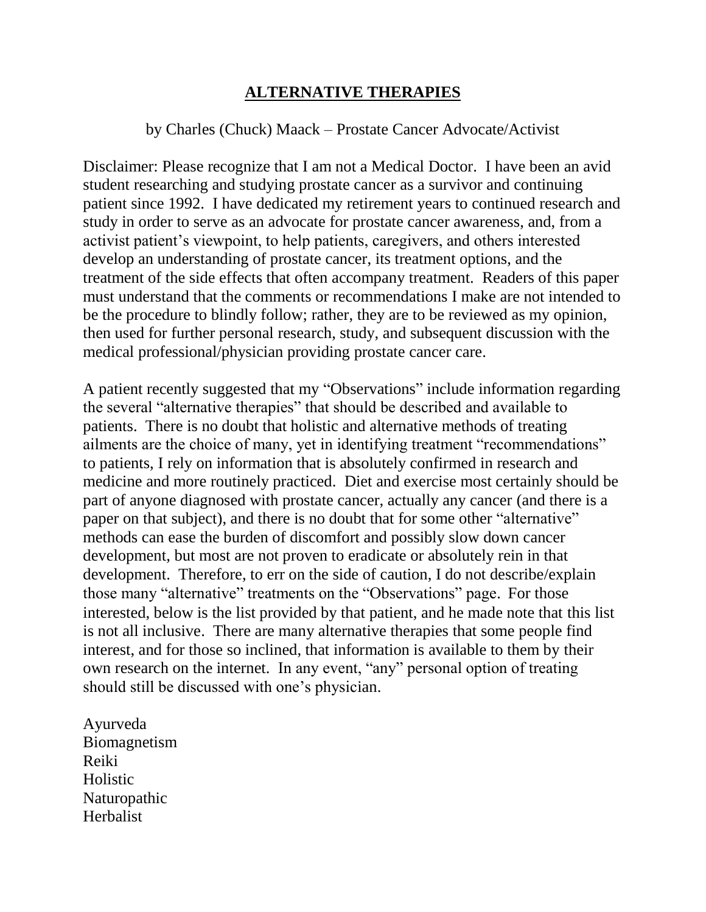# **ALTERNATIVE THERAPIES**

by Charles (Chuck) Maack – Prostate Cancer Advocate/Activist

Disclaimer: Please recognize that I am not a Medical Doctor. I have been an avid student researching and studying prostate cancer as a survivor and continuing patient since 1992. I have dedicated my retirement years to continued research and study in order to serve as an advocate for prostate cancer awareness, and, from a activist patient's viewpoint, to help patients, caregivers, and others interested develop an understanding of prostate cancer, its treatment options, and the treatment of the side effects that often accompany treatment. Readers of this paper must understand that the comments or recommendations I make are not intended to be the procedure to blindly follow; rather, they are to be reviewed as my opinion, then used for further personal research, study, and subsequent discussion with the medical professional/physician providing prostate cancer care.

A patient recently suggested that my "Observations" include information regarding the several "alternative therapies" that should be described and available to patients. There is no doubt that holistic and alternative methods of treating ailments are the choice of many, yet in identifying treatment "recommendations" to patients, I rely on information that is absolutely confirmed in research and medicine and more routinely practiced. Diet and exercise most certainly should be part of anyone diagnosed with prostate cancer, actually any cancer (and there is a paper on that subject), and there is no doubt that for some other "alternative" methods can ease the burden of discomfort and possibly slow down cancer development, but most are not proven to eradicate or absolutely rein in that development. Therefore, to err on the side of caution, I do not describe/explain those many "alternative" treatments on the "Observations" page. For those interested, below is the list provided by that patient, and he made note that this list is not all inclusive. There are many alternative therapies that some people find interest, and for those so inclined, that information is available to them by their own research on the internet. In any event, "any" personal option of treating should still be discussed with one's physician.

Ayurveda
Biomagnetism
Reiki
Holistic
Naturopathic
Herbalist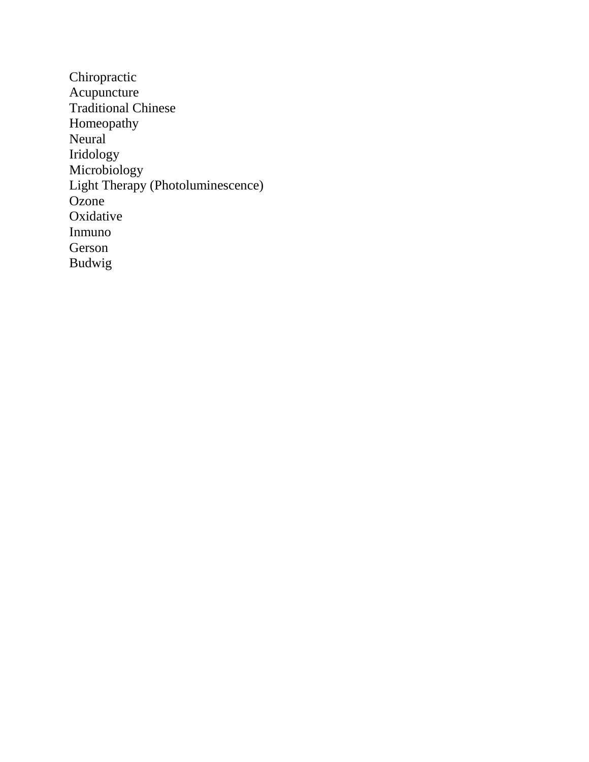Chiropractic
Acupuncture
Traditional Chinese
Homeopathy
Neural
Iridology
Microbiology
Light Therapy (Photoluminescence)
Ozone
Oxidative
Inmuno
Gerson
Budwig